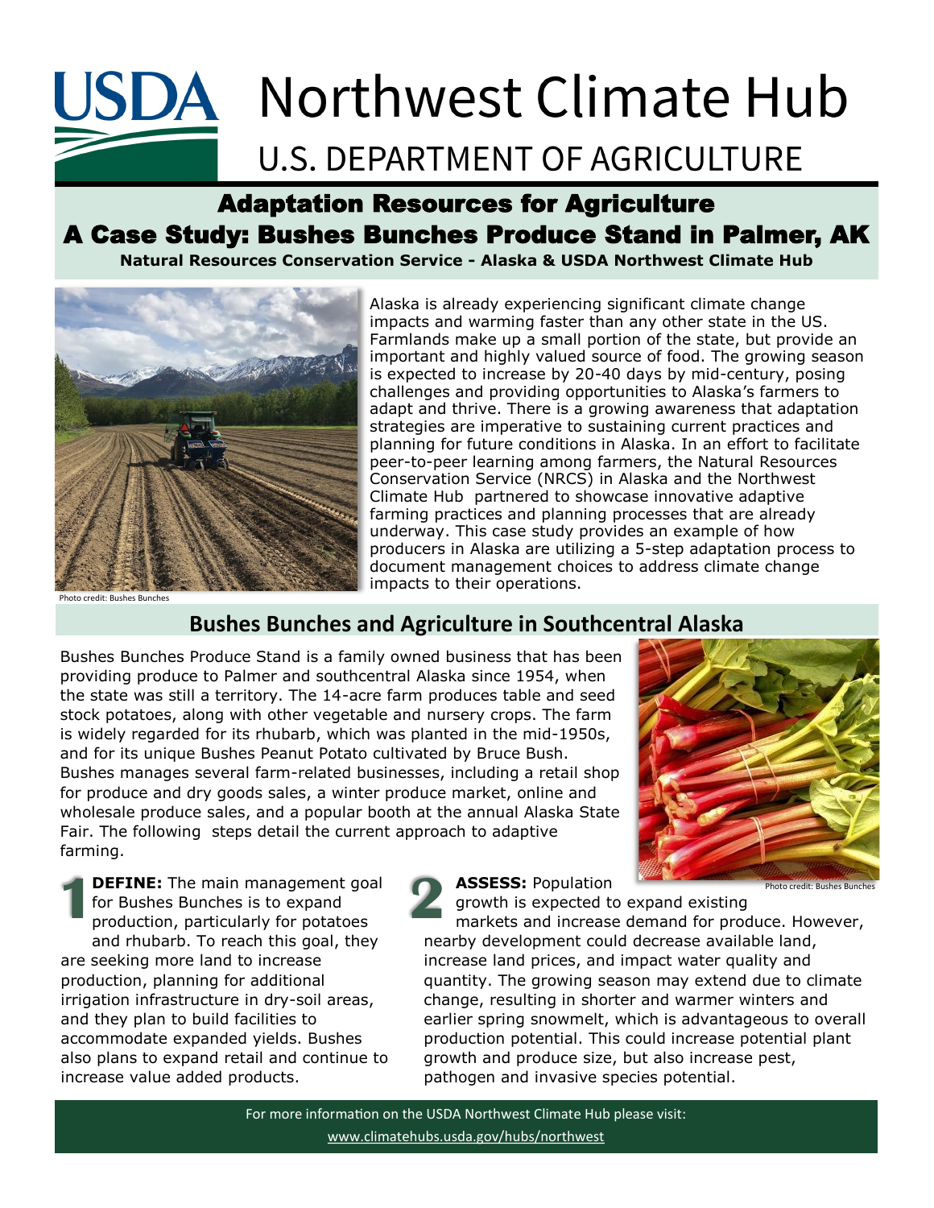# USDA Northwest Climate Hub

U.S. DEPARTMENT OF AGRICULTURE

## Adaptation Resources for Agriculture
## A Case Study: Bushes Bunches Produce Stand in Palmer, AK

**Natural Resources Conservation Service - Alaska & USDA Northwest Climate Hub**

Photo credit: Bushes Bunches

Alaska is already experiencing significant climate change impacts and warming faster than any other state in the US. Farmlands make up a small portion of the state, but provide an important and highly valued source of food. The growing season is expected to increase by 20-40 days by mid-century, posing challenges and providing opportunities to Alaska's farmers to adapt and thrive. There is a growing awareness that adaptation strategies are imperative to sustaining current practices and planning for future conditions in Alaska. In an effort to facilitate peer-to-peer learning among farmers, the Natural Resources Conservation Service (NRCS) in Alaska and the Northwest Climate Hub partnered to showcase innovative adaptive farming practices and planning processes that are already underway. This case study provides an example of how producers in Alaska are utilizing a 5-step adaptation process to document management choices to address climate change impacts to their operations.

## Bushes Bunches and Agriculture in Southcentral Alaska

Bushes Bunches Produce Stand is a family owned business that has been providing produce to Palmer and southcentral Alaska since 1954, when the state was still a territory. The 14-acre farm produces table and seed stock potatoes, along with other vegetable and nursery crops. The farm is widely regarded for its rhubarb, which was planted in the mid-1950s, and for its unique Bushes Peanut Potato cultivated by Bruce Bush. Bushes manages several farm-related businesses, including a retail shop for produce and dry goods sales, a winter produce market, online and wholesale produce sales, and a popular booth at the annual Alaska State Fair. The following steps detail the current approach to adaptive farming.

Photo credit: Bushes Bunches

**1 DEFINE:** The main management goal for Bushes Bunches is to expand production, particularly for potatoes and rhubarb. To reach this goal, they are seeking more land to increase production, planning for additional irrigation infrastructure in dry-soil areas, and they plan to build facilities to accommodate expanded yields. Bushes also plans to expand retail and continue to increase value added products.

**2 ASSESS:** Population growth is expected to expand existing markets and increase demand for produce. However, nearby development could decrease available land, increase land prices, and impact water quality and quantity. The growing season may extend due to climate change, resulting in shorter and warmer winters and earlier spring snowmelt, which is advantageous to overall production potential. This could increase potential plant growth and produce size, but also increase pest, pathogen and invasive species potential.

For more information on the USDA Northwest Climate Hub please visit: www.climatehubs.usda.gov/hubs/northwest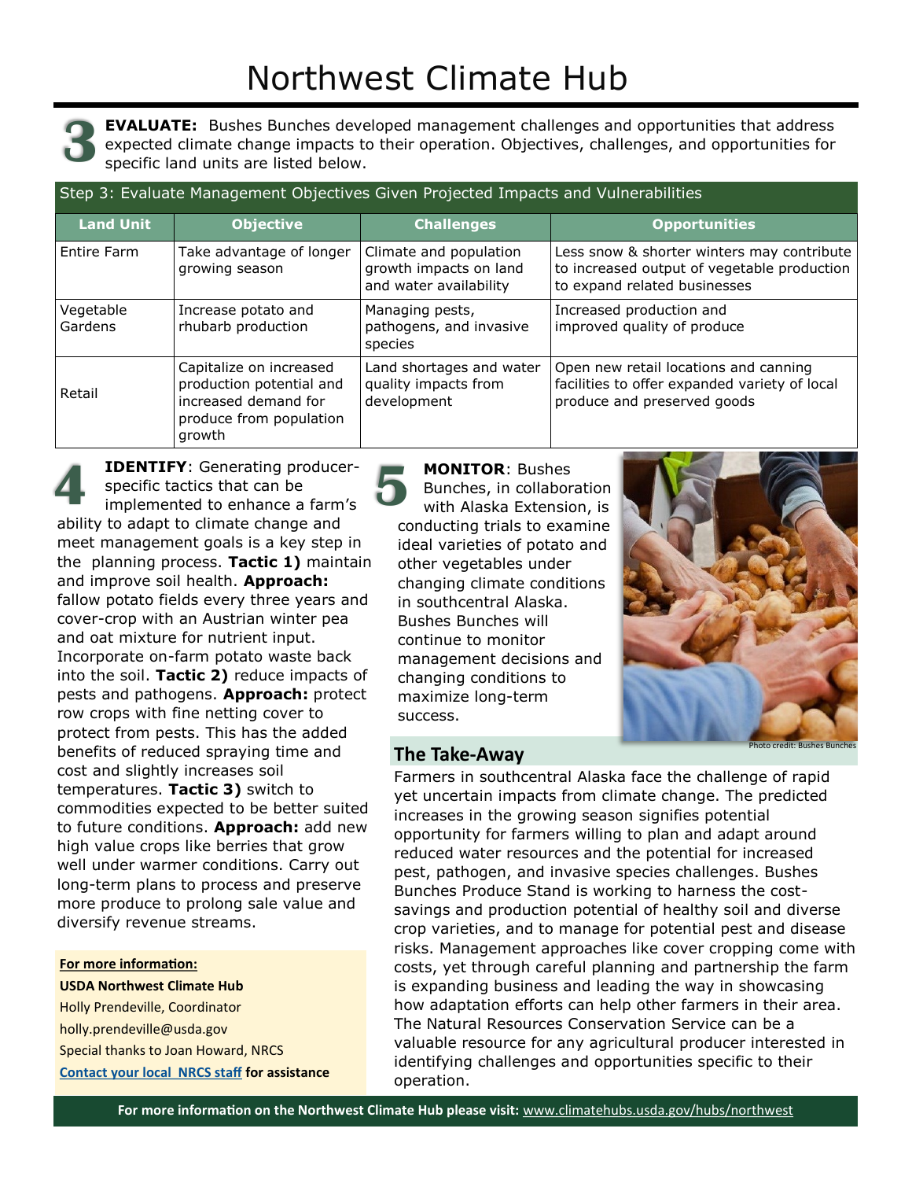#  Northwest Climate Hub

**3** **EVALUATE:** Bushes Bunches developed management challenges and opportunities that address expected climate change impacts to their operation. Objectives, challenges, and opportunities for specific land units are listed below.

Step 3: Evaluate Management Objectives Given Projected Impacts and Vulnerabilities

| Land Unit | Objective | Challenges | Opportunities |
|---|---|---|---|
| Entire Farm | Take advantage of longer growing season | Climate and population growth impacts on land and water availability | Less snow & shorter winters may contribute to increased output of vegetable production to expand related businesses |
| Vegetable Gardens | Increase potato and rhubarb production | Managing pests, pathogens, and invasive species | Increased production and improved quality of produce |
| Retail | Capitalize on increased production potential and increased demand for produce from population growth | Land shortages and water quality impacts from development | Open new retail locations and canning facilities to offer expanded variety of local produce and preserved goods |

**4** **IDENTIFY**: Generating producer-specific tactics that can be implemented to enhance a farm's ability to adapt to climate change and meet management goals is a key step in the planning process. **Tactic 1)** maintain and improve soil health. **Approach:** fallow potato fields every three years and cover-crop with an Austrian winter pea and oat mixture for nutrient input. Incorporate on-farm potato waste back into the soil. **Tactic 2)** reduce impacts of pests and pathogens. **Approach:** protect row crops with fine netting cover to protect from pests. This has the added benefits of reduced spraying time and cost and slightly increases soil temperatures. **Tactic 3)** switch to commodities expected to be better suited to future conditions. **Approach:** add new high value crops like berries that grow well under warmer conditions. Carry out long-term plans to process and preserve more produce to prolong sale value and diversify revenue streams.

**5** **MONITOR**: Bushes Bunches, in collaboration with Alaska Extension, is conducting trials to examine ideal varieties of potato and other vegetables under changing climate conditions in southcentral Alaska. Bushes Bunches will continue to monitor management decisions and changing conditions to maximize long-term success.

Photo credit: Bushes Bunches

## The Take-Away

Farmers in southcentral Alaska face the challenge of rapid yet uncertain impacts from climate change. The predicted increases in the growing season signifies potential opportunity for farmers willing to plan and adapt around reduced water resources and the potential for increased pest, pathogen, and invasive species challenges. Bushes Bunches Produce Stand is working to harness the cost-savings and production potential of healthy soil and diverse crop varieties, and to manage for potential pest and disease risks. Management approaches like cover cropping come with costs, yet through careful planning and partnership the farm is expanding business and leading the way in showcasing how adaptation efforts can help other farmers in their area. The Natural Resources Conservation Service can be a valuable resource for any agricultural producer interested in identifying challenges and opportunities specific to their operation.

**For more information:**

**USDA Northwest Climate Hub**
Holly Prendeville, Coordinator
holly.prendeville@usda.gov
Special thanks to Joan Howard, NRCS
**Contact your local NRCS staff for assistance**

**For more information on the Northwest Climate Hub please visit:** www.climatehubs.usda.gov/hubs/northwest